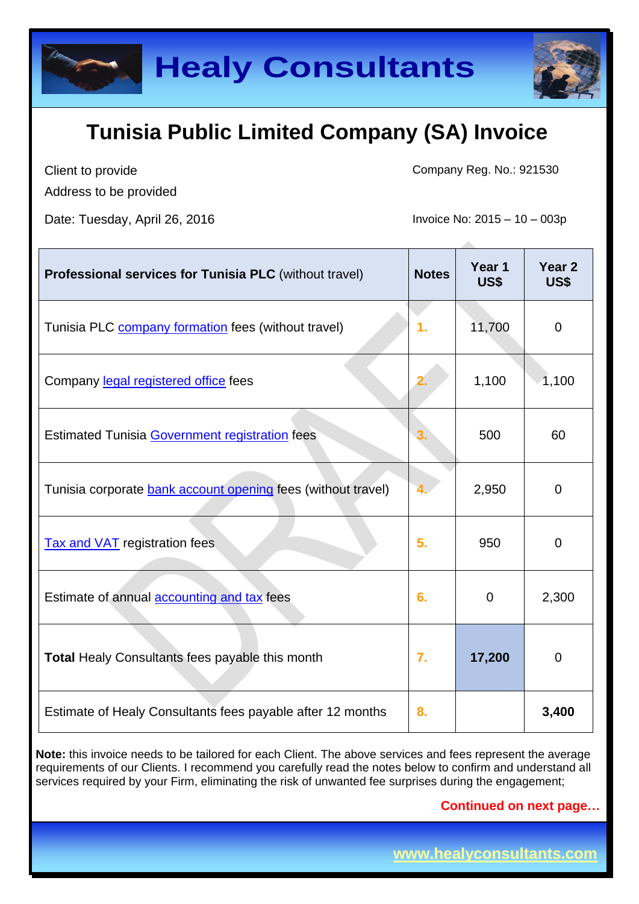# Healy Consultants

## Tunisia Public Limited Company (SA) Invoice

Client to provide
Address to be provided

Company Reg. No.: 921530

Date: Tuesday, April 26, 2016

Invoice No: 2015 – 10 – 003p

| **Professional services for Tunisia PLC** (without travel) | **Notes** | **Year 1 US$** | **Year 2 US$** |
|---|---|---|---|
| Tunisia PLC company formation fees (without travel) | 1. | 11,700 | 0 |
| Company legal registered office fees | 2. | 1,100 | 1,100 |
| Estimated Tunisia Government registration fees | 3. | 500 | 60 |
| Tunisia corporate bank account opening fees (without travel) | 4. | 2,950 | 0 |
| Tax and VAT registration fees | 5. | 950 | 0 |
| Estimate of annual accounting and tax fees | 6. | 0 | 2,300 |
| **Total** Healy Consultants fees payable this month | 7. | **17,200** | 0 |
| Estimate of Healy Consultants fees payable after 12 months | 8. | | **3,400** |

**Note:** this invoice needs to be tailored for each Client. The above services and fees represent the average requirements of our Clients. I recommend you carefully read the notes below to confirm and understand all services required by your Firm, eliminating the risk of unwanted fee surprises during the engagement;

**Continued on next page…**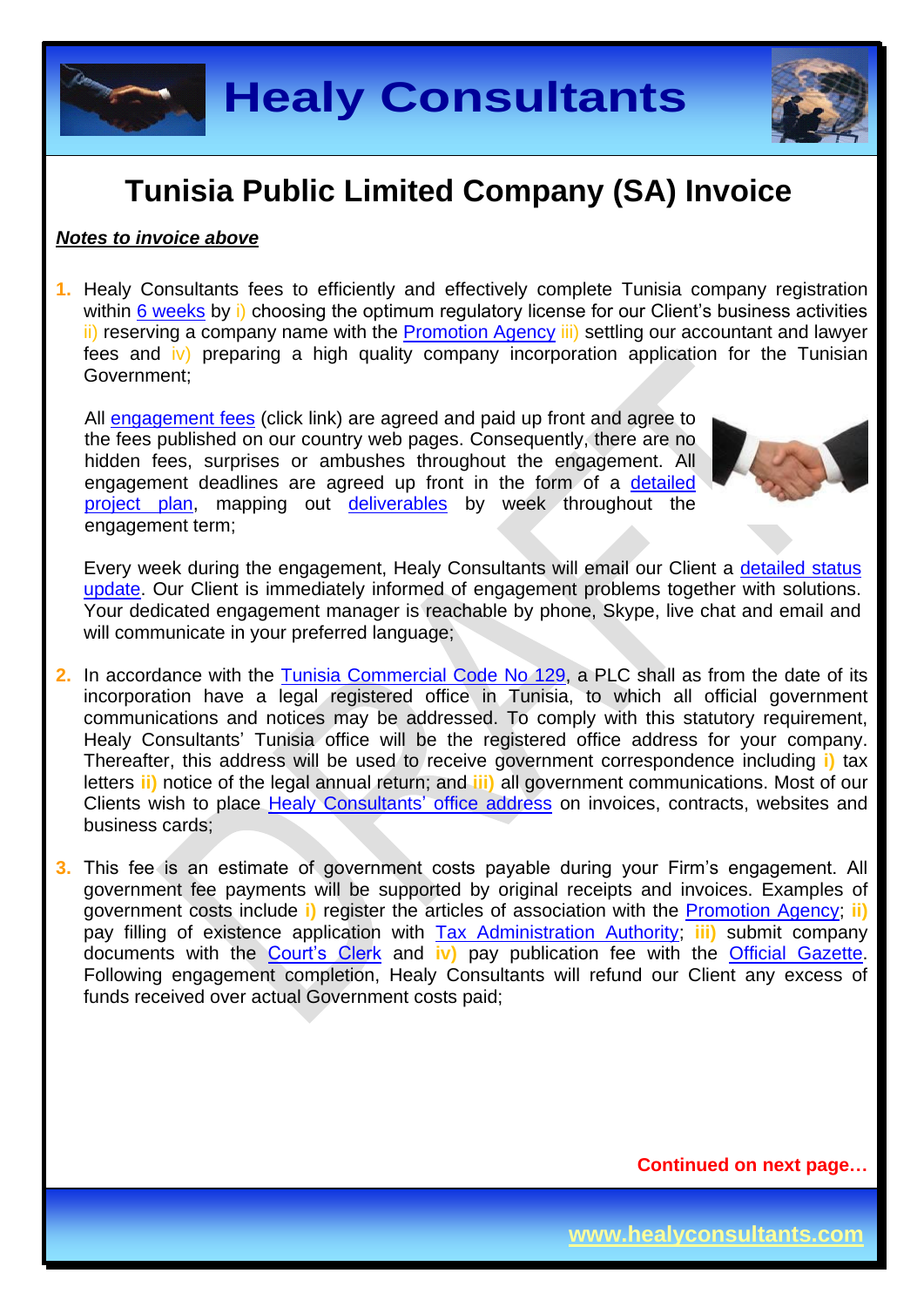# Tunisia Public Limited Company (SA) Invoice

***Notes to invoice above***

1. Healy Consultants fees to efficiently and effectively complete Tunisia company registration within 6 weeks by i) choosing the optimum regulatory license for our Client's business activities ii) reserving a company name with the Promotion Agency iii) settling our accountant and lawyer fees and iv) preparing a high quality company incorporation application for the Tunisian Government;

   All engagement fees (click link) are agreed and paid up front and agree to the fees published on our country web pages. Consequently, there are no hidden fees, surprises or ambushes throughout the engagement. All engagement deadlines are agreed up front in the form of a detailed project plan, mapping out deliverables by week throughout the engagement term;

   Every week during the engagement, Healy Consultants will email our Client a detailed status update. Our Client is immediately informed of engagement problems together with solutions. Your dedicated engagement manager is reachable by phone, Skype, live chat and email and will communicate in your preferred language;

2. In accordance with the Tunisia Commercial Code No 129, a PLC shall as from the date of its incorporation have a legal registered office in Tunisia, to which all official government communications and notices may be addressed. To comply with this statutory requirement, Healy Consultants' Tunisia office will be the registered office address for your company. Thereafter, this address will be used to receive government correspondence including **i)** tax letters **ii)** notice of the legal annual return; and **iii)** all government communications. Most of our Clients wish to place Healy Consultants' office address on invoices, contracts, websites and business cards;

3. This fee is an estimate of government costs payable during your Firm's engagement. All government fee payments will be supported by original receipts and invoices. Examples of government costs include **i)** register the articles of association with the Promotion Agency; **ii)** pay filling of existence application with Tax Administration Authority; **iii)** submit company documents with the Court's Clerk and **iv)** pay publication fee with the Official Gazette. Following engagement completion, Healy Consultants will refund our Client any excess of funds received over actual Government costs paid;

**Continued on next page…**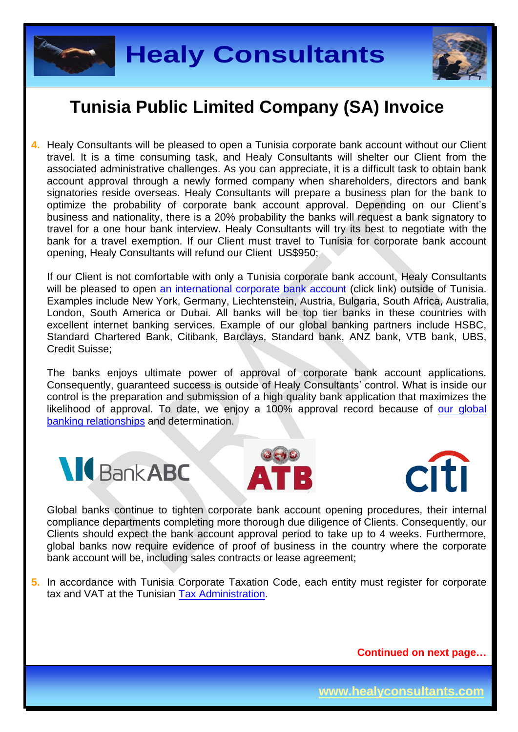# Tunisia Public Limited Company (SA) Invoice

4. Healy Consultants will be pleased to open a Tunisia corporate bank account without our Client travel. It is a time consuming task, and Healy Consultants will shelter our Client from the associated administrative challenges. As you can appreciate, it is a difficult task to obtain bank account approval through a newly formed company when shareholders, directors and bank signatories reside overseas. Healy Consultants will prepare a business plan for the bank to optimize the probability of corporate bank account approval. Depending on our Client's business and nationality, there is a 20% probability the banks will request a bank signatory to travel for a one hour bank interview. Healy Consultants will try its best to negotiate with the bank for a travel exemption. If our Client must travel to Tunisia for corporate bank account opening, Healy Consultants will refund our Client US$950;

   If our Client is not comfortable with only a Tunisia corporate bank account, Healy Consultants will be pleased to open [an international corporate bank account](#) (click link) outside of Tunisia. Examples include New York, Germany, Liechtenstein, Austria, Bulgaria, South Africa, Australia, London, South America or Dubai. All banks will be top tier banks in these countries with excellent internet banking services. Example of our global banking partners include HSBC, Standard Chartered Bank, Citibank, Barclays, Standard bank, ANZ bank, VTB bank, UBS, Credit Suisse;

   The banks enjoys ultimate power of approval of corporate bank account applications. Consequently, guaranteed success is outside of Healy Consultants' control. What is inside our control is the preparation and submission of a high quality bank application that maximizes the likelihood of approval. To date, we enjoy a 100% approval record because of [our global banking relationships](#) and determination.

   Global banks continue to tighten corporate bank account opening procedures, their internal compliance departments completing more thorough due diligence of Clients. Consequently, our Clients should expect the bank account approval period to take up to 4 weeks. Furthermore, global banks now require evidence of proof of business in the country where the corporate bank account will be, including sales contracts or lease agreement;

5. In accordance with Tunisia Corporate Taxation Code, each entity must register for corporate tax and VAT at the Tunisian [Tax Administration](#).

**Continued on next page…**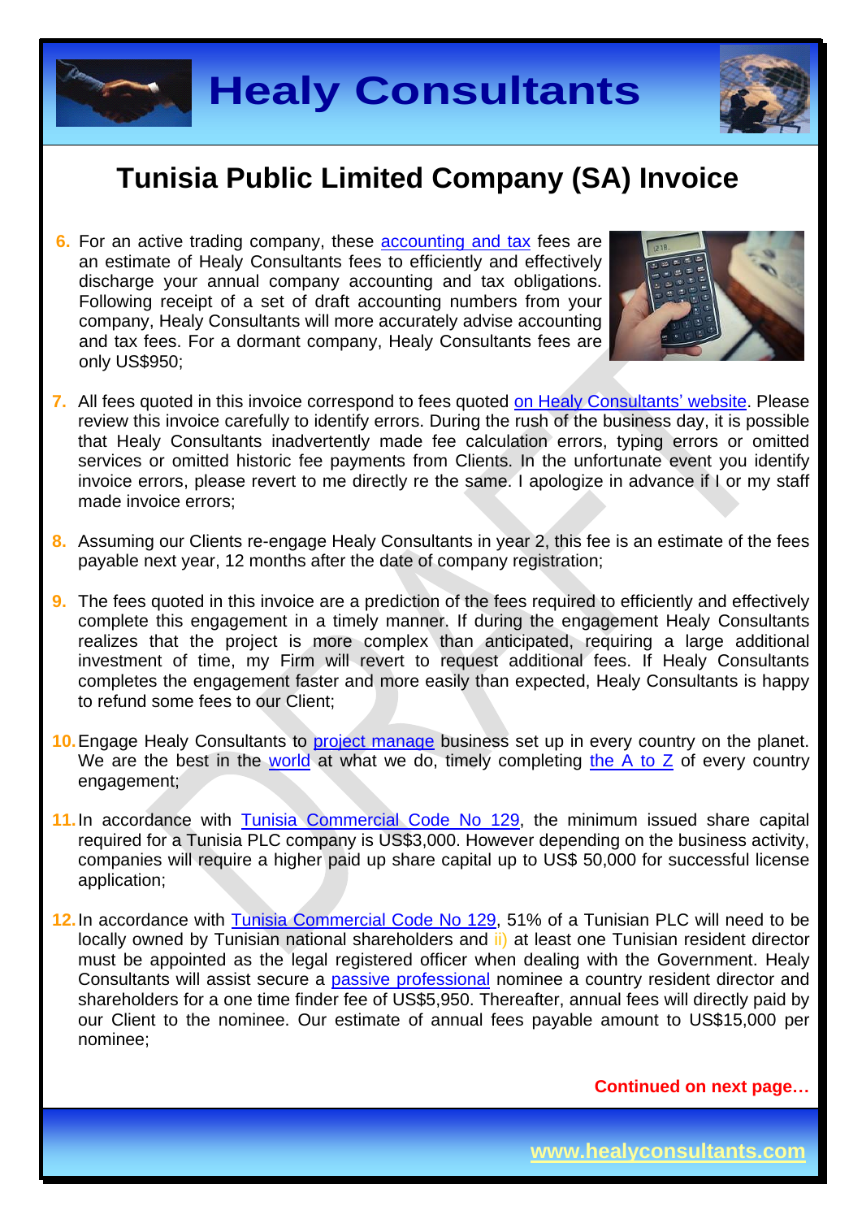# Tunisia Public Limited Company (SA) Invoice

6. For an active trading company, these accounting and tax fees are an estimate of Healy Consultants fees to efficiently and effectively discharge your annual company accounting and tax obligations. Following receipt of a set of draft accounting numbers from your company, Healy Consultants will more accurately advise accounting and tax fees. For a dormant company, Healy Consultants fees are only US$950;

7. All fees quoted in this invoice correspond to fees quoted on Healy Consultants' website. Please review this invoice carefully to identify errors. During the rush of the business day, it is possible that Healy Consultants inadvertently made fee calculation errors, typing errors or omitted services or omitted historic fee payments from Clients. In the unfortunate event you identify invoice errors, please revert to me directly re the same. I apologize in advance if I or my staff made invoice errors;

8. Assuming our Clients re-engage Healy Consultants in year 2, this fee is an estimate of the fees payable next year, 12 months after the date of company registration;

9. The fees quoted in this invoice are a prediction of the fees required to efficiently and effectively complete this engagement in a timely manner. If during the engagement Healy Consultants realizes that the project is more complex than anticipated, requiring a large additional investment of time, my Firm will revert to request additional fees. If Healy Consultants completes the engagement faster and more easily than expected, Healy Consultants is happy to refund some fees to our Client;

10. Engage Healy Consultants to project manage business set up in every country on the planet. We are the best in the world at what we do, timely completing the A to Z of every country engagement;

11. In accordance with Tunisia Commercial Code No 129, the minimum issued share capital required for a Tunisia PLC company is US$3,000. However depending on the business activity, companies will require a higher paid up share capital up to US$ 50,000 for successful license application;

12. In accordance with Tunisia Commercial Code No 129, 51% of a Tunisian PLC will need to be locally owned by Tunisian national shareholders and ii) at least one Tunisian resident director must be appointed as the legal registered officer when dealing with the Government. Healy Consultants will assist secure a passive professional nominee a country resident director and shareholders for a one time finder fee of US$5,950. Thereafter, annual fees will directly paid by our Client to the nominee. Our estimate of annual fees payable amount to US$15,000 per nominee;

**Continued on next page…**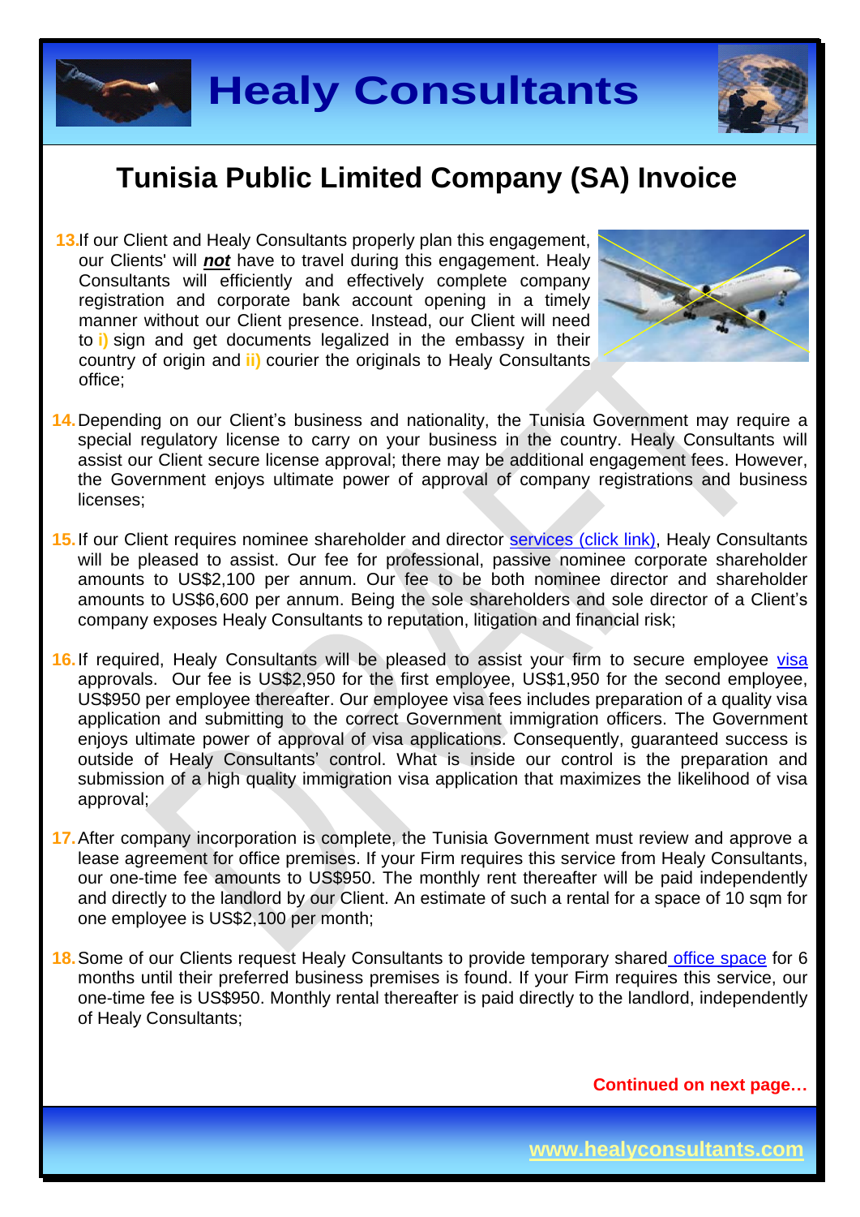# Tunisia Public Limited Company (SA) Invoice

13. If our Client and Healy Consultants properly plan this engagement, our Clients' will ***not*** have to travel during this engagement. Healy Consultants will efficiently and effectively complete company registration and corporate bank account opening in a timely manner without our Client presence. Instead, our Client will need to **i)** sign and get documents legalized in the embassy in their country of origin and **ii)** courier the originals to Healy Consultants office;

14. Depending on our Client's business and nationality, the Tunisia Government may require a special regulatory license to carry on your business in the country. Healy Consultants will assist our Client secure license approval; there may be additional engagement fees. However, the Government enjoys ultimate power of approval of company registrations and business licenses;

15. If our Client requires nominee shareholder and director services (click link), Healy Consultants will be pleased to assist. Our fee for professional, passive nominee corporate shareholder amounts to US$2,100 per annum. Our fee to be both nominee director and shareholder amounts to US$6,600 per annum. Being the sole shareholders and sole director of a Client's company exposes Healy Consultants to reputation, litigation and financial risk;

16. If required, Healy Consultants will be pleased to assist your firm to secure employee visa approvals. Our fee is US$2,950 for the first employee, US$1,950 for the second employee, US$950 per employee thereafter. Our employee visa fees includes preparation of a quality visa application and submitting to the correct Government immigration officers. The Government enjoys ultimate power of approval of visa applications. Consequently, guaranteed success is outside of Healy Consultants' control. What is inside our control is the preparation and submission of a high quality immigration visa application that maximizes the likelihood of visa approval;

17. After company incorporation is complete, the Tunisia Government must review and approve a lease agreement for office premises. If your Firm requires this service from Healy Consultants, our one-time fee amounts to US$950. The monthly rent thereafter will be paid independently and directly to the landlord by our Client. An estimate of such a rental for a space of 10 sqm for one employee is US$2,100 per month;

18. Some of our Clients request Healy Consultants to provide temporary shared office space for 6 months until their preferred business premises is found. If your Firm requires this service, our one-time fee is US$950. Monthly rental thereafter is paid directly to the landlord, independently of Healy Consultants;

**Continued on next page…**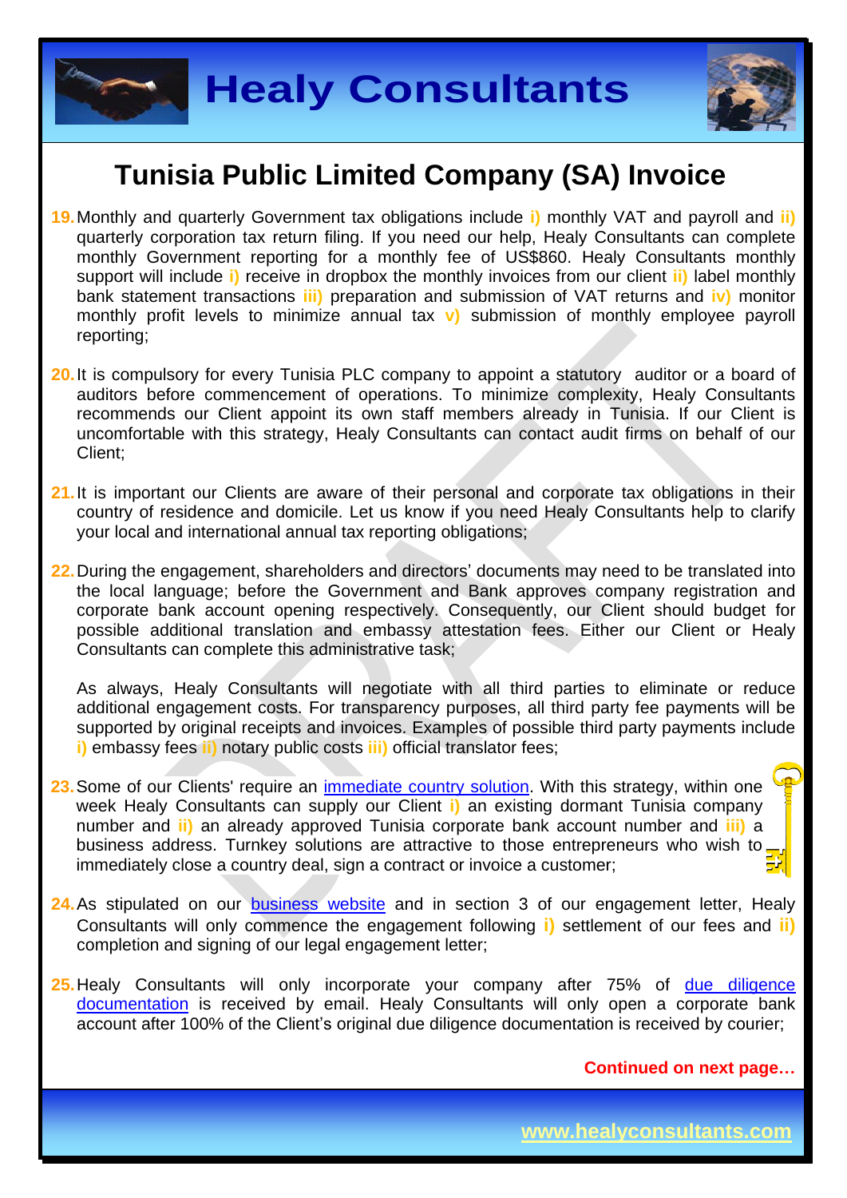# Tunisia Public Limited Company (SA) Invoice

19. Monthly and quarterly Government tax obligations include **i)** monthly VAT and payroll and **ii)** quarterly corporation tax return filing. If you need our help, Healy Consultants can complete monthly Government reporting for a monthly fee of US$860. Healy Consultants monthly support will include **i)** receive in dropbox the monthly invoices from our client **ii)** label monthly bank statement transactions **iii)** preparation and submission of VAT returns and **iv)** monitor monthly profit levels to minimize annual tax **v)** submission of monthly employee payroll reporting;

20. It is compulsory for every Tunisia PLC company to appoint a statutory auditor or a board of auditors before commencement of operations. To minimize complexity, Healy Consultants recommends our Client appoint its own staff members already in Tunisia. If our Client is uncomfortable with this strategy, Healy Consultants can contact audit firms on behalf of our Client;

21. It is important our Clients are aware of their personal and corporate tax obligations in their country of residence and domicile. Let us know if you need Healy Consultants help to clarify your local and international annual tax reporting obligations;

22. During the engagement, shareholders and directors' documents may need to be translated into the local language; before the Government and Bank approves company registration and corporate bank account opening respectively. Consequently, our Client should budget for possible additional translation and embassy attestation fees. Either our Client or Healy Consultants can complete this administrative task;

    As always, Healy Consultants will negotiate with all third parties to eliminate or reduce additional engagement costs. For transparency purposes, all third party fee payments will be supported by original receipts and invoices. Examples of possible third party payments include **i)** embassy fees **ii)** notary public costs **iii)** official translator fees;

23. Some of our Clients' require an [immediate country solution](). With this strategy, within one week Healy Consultants can supply our Client **i)** an existing dormant Tunisia company number and **ii)** an already approved Tunisia corporate bank account number and **iii)** a business address. Turnkey solutions are attractive to those entrepreneurs who wish to immediately close a country deal, sign a contract or invoice a customer;

24. As stipulated on our [business website]() and in section 3 of our engagement letter, Healy Consultants will only commence the engagement following **i)** settlement of our fees and **ii)** completion and signing of our legal engagement letter;

25. Healy Consultants will only incorporate your company after 75% of [due diligence documentation]() is received by email. Healy Consultants will only open a corporate bank account after 100% of the Client's original due diligence documentation is received by courier;

**Continued on next page…**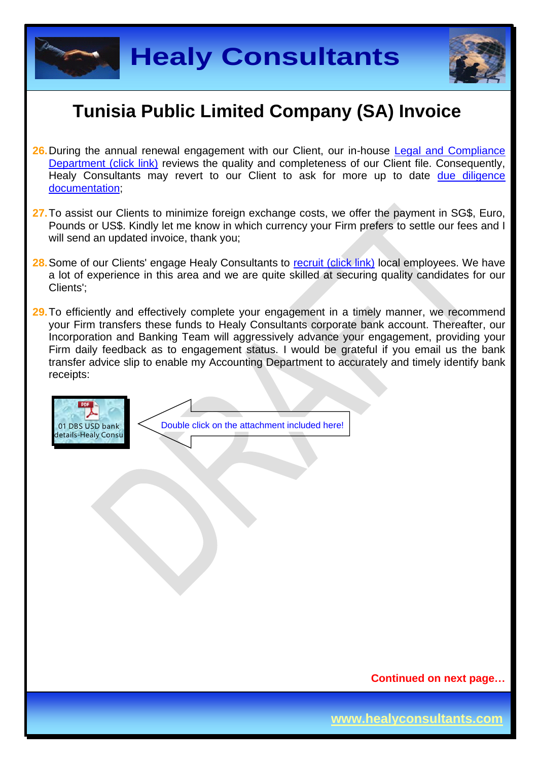# Tunisia Public Limited Company (SA) Invoice

26. During the annual renewal engagement with our Client, our in-house Legal and Compliance Department (click link) reviews the quality and completeness of our Client file. Consequently, Healy Consultants may revert to our Client to ask for more up to date due diligence documentation;

27. To assist our Clients to minimize foreign exchange costs, we offer the payment in SG$, Euro, Pounds or US$. Kindly let me know in which currency your Firm prefers to settle our fees and I will send an updated invoice, thank you;

28. Some of our Clients' engage Healy Consultants to recruit (click link) local employees. We have a lot of experience in this area and we are quite skilled at securing quality candidates for our Clients';

29. To efficiently and effectively complete your engagement in a timely manner, we recommend your Firm transfers these funds to Healy Consultants corporate bank account. Thereafter, our Incorporation and Banking Team will aggressively advance your engagement, providing your Firm daily feedback as to engagement status. I would be grateful if you email us the bank transfer advice slip to enable my Accounting Department to accurately and timely identify bank receipts:

01 DBS USD bank details-Healy Consu

Double click on the attachment included here!

**Continued on next page…**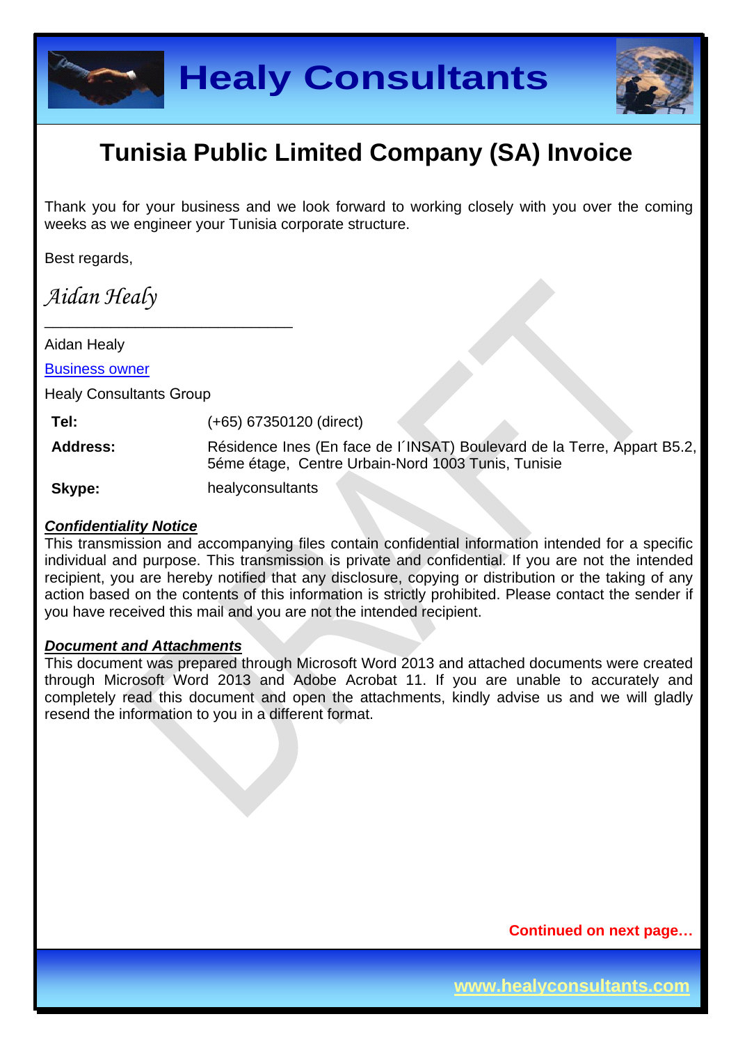# Tunisia Public Limited Company (SA) Invoice

Thank you for your business and we look forward to working closely with you over the coming weeks as we engineer your Tunisia corporate structure.

Best regards,

*Aidan Healy*

______________________________

Aidan Healy

Business owner

Healy Consultants Group

| | |
|---|---|
| **Tel:** | (+65) 67350120 (direct) |
| **Address:** | Résidence Ines (En face de l´INSAT) Boulevard de la Terre, Appart B5.2, 5éme étage, Centre Urbain-Nord 1003 Tunis, Tunisie |
| **Skype:** | healyconsultants |

***Confidentiality Notice***

This transmission and accompanying files contain confidential information intended for a specific individual and purpose. This transmission is private and confidential. If you are not the intended recipient, you are hereby notified that any disclosure, copying or distribution or the taking of any action based on the contents of this information is strictly prohibited. Please contact the sender if you have received this mail and you are not the intended recipient.

***Document and Attachments***

This document was prepared through Microsoft Word 2013 and attached documents were created through Microsoft Word 2013 and Adobe Acrobat 11. If you are unable to accurately and completely read this document and open the attachments, kindly advise us and we will gladly resend the information to you in a different format.

**Continued on next page…**